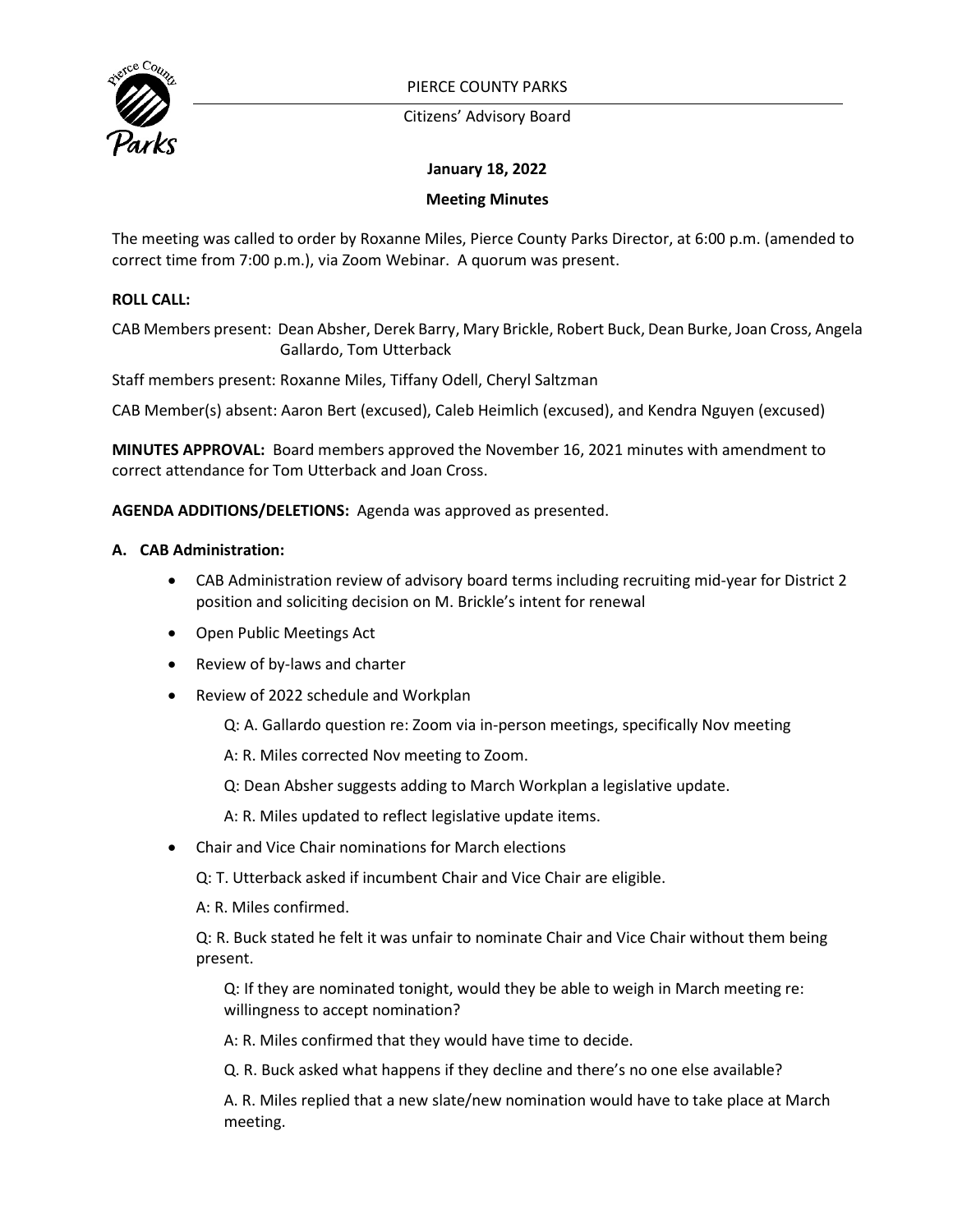PIERCE COUNTY PARKS

Citizens' Advisory Board

**January 18, 2022**

**Meeting Minutes**

The meeting was called to order by Roxanne Miles, Pierce County Parks Director, at 6:00 p.m. (amended to correct time from 7:00 p.m.), via Zoom Webinar. A quorum was present.

**ROLL CALL:**

CAB Members present: Dean Absher, Derek Barry, Mary Brickle, Robert Buck, Dean Burke, Joan Cross, Angela Gallardo, Tom Utterback

Staff members present: Roxanne Miles, Tiffany Odell, Cheryl Saltzman

CAB Member(s) absent: Aaron Bert (excused), Caleb Heimlich (excused), and Kendra Nguyen (excused)

**MINUTES APPROVAL:** Board members approved the November 16, 2021 minutes with amendment to correct attendance for Tom Utterback and Joan Cross.

**AGENDA ADDITIONS/DELETIONS:** Agenda was approved as presented.

**A. CAB Administration:**

- CAB Administration review of advisory board terms including recruiting mid-year for District 2 position and soliciting decision on M. Brickle's intent for renewal
- Open Public Meetings Act
- Review of by-laws and charter
- Review of 2022 schedule and Workplan

  Q: A. Gallardo question re: Zoom via in-person meetings, specifically Nov meeting

  A: R. Miles corrected Nov meeting to Zoom.

  Q: Dean Absher suggests adding to March Workplan a legislative update.

  A: R. Miles updated to reflect legislative update items.

- Chair and Vice Chair nominations for March elections

  Q: T. Utterback asked if incumbent Chair and Vice Chair are eligible.

  A: R. Miles confirmed.

  Q: R. Buck stated he felt it was unfair to nominate Chair and Vice Chair without them being present.

  Q: If they are nominated tonight, would they be able to weigh in March meeting re: willingness to accept nomination?

  A: R. Miles confirmed that they would have time to decide.

  Q. R. Buck asked what happens if they decline and there's no one else available?

  A. R. Miles replied that a new slate/new nomination would have to take place at March meeting.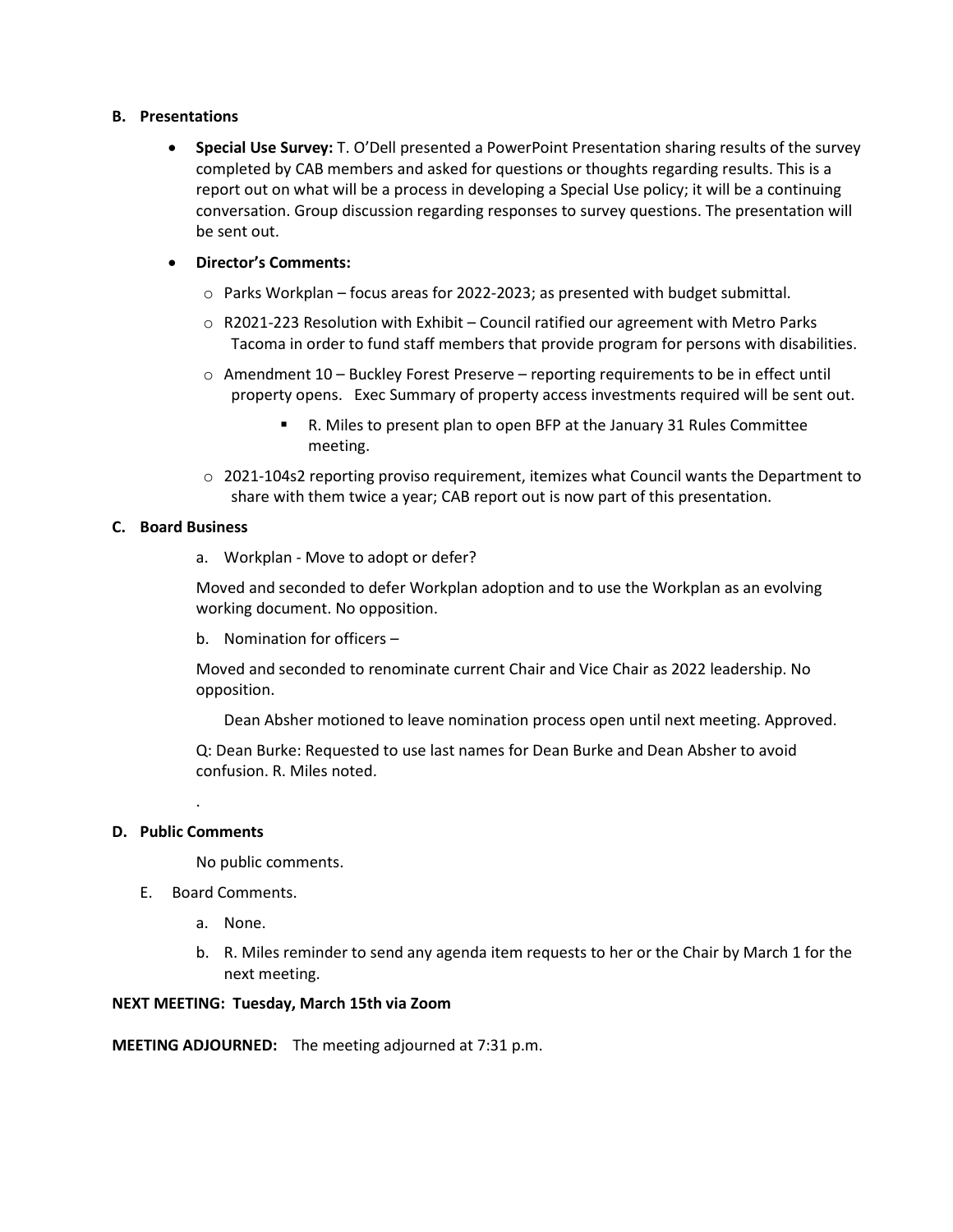**B. Presentations**

- **Special Use Survey:** T. O'Dell presented a PowerPoint Presentation sharing results of the survey completed by CAB members and asked for questions or thoughts regarding results. This is a report out on what will be a process in developing a Special Use policy; it will be a continuing conversation. Group discussion regarding responses to survey questions. The presentation will be sent out.
- **Director's Comments:**
  - Parks Workplan – focus areas for 2022-2023; as presented with budget submittal.
  - R2021-223 Resolution with Exhibit – Council ratified our agreement with Metro Parks Tacoma in order to fund staff members that provide program for persons with disabilities.
  - Amendment 10 – Buckley Forest Preserve – reporting requirements to be in effect until property opens. Exec Summary of property access investments required will be sent out.
    - R. Miles to present plan to open BFP at the January 31 Rules Committee meeting.
  - 2021-104s2 reporting proviso requirement, itemizes what Council wants the Department to share with them twice a year; CAB report out is now part of this presentation.

**C. Board Business**

a. Workplan - Move to adopt or defer?

Moved and seconded to defer Workplan adoption and to use the Workplan as an evolving working document. No opposition.

b. Nomination for officers –

Moved and seconded to renominate current Chair and Vice Chair as 2022 leadership. No opposition.

Dean Absher motioned to leave nomination process open until next meeting. Approved.

Q: Dean Burke: Requested to use last names for Dean Burke and Dean Absher to avoid confusion. R. Miles noted.

.

**D. Public Comments**

No public comments.

E. Board Comments.

a. None.

b. R. Miles reminder to send any agenda item requests to her or the Chair by March 1 for the next meeting.

**NEXT MEETING: Tuesday, March 15th via Zoom**

**MEETING ADJOURNED:** The meeting adjourned at 7:31 p.m.